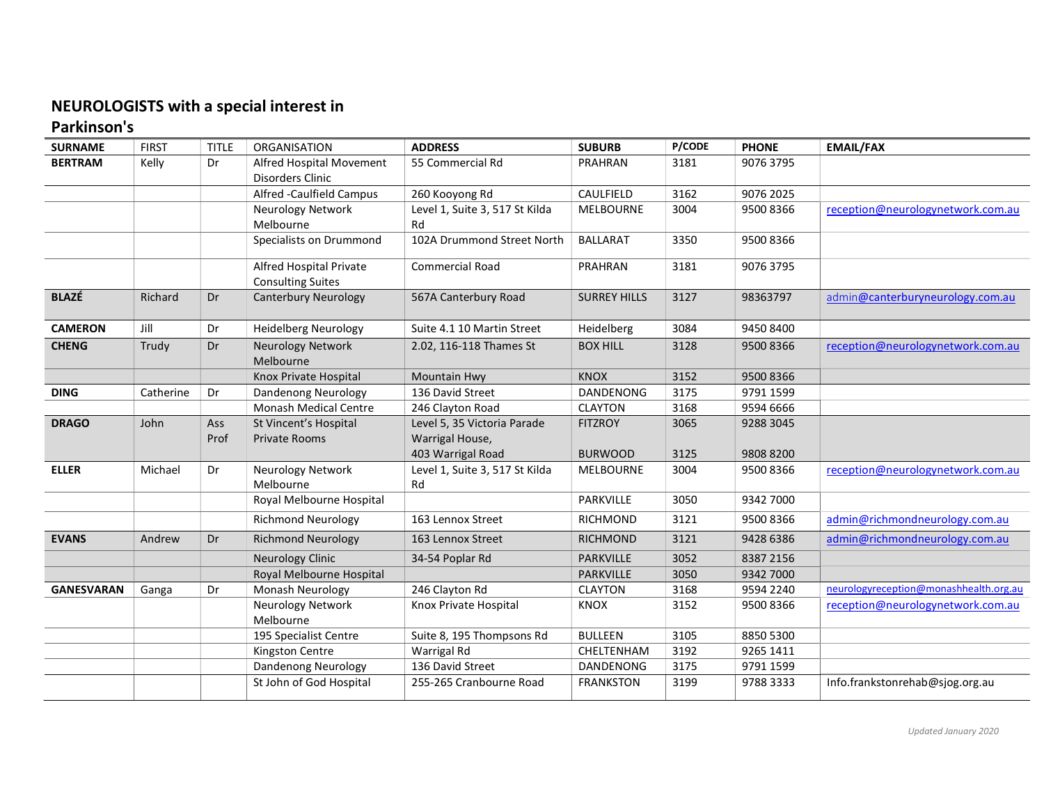# NEUROLOGISTS with a special interest in Parkinson's

| SURNAME | FIRST | TITLE | ORGANISATION | ADDRESS | SUBURB | P/CODE | PHONE | EMAIL/FAX |
|---|---|---|---|---|---|---|---|---|
| **BERTRAM** | Kelly | Dr | Alfred Hospital Movement Disorders Clinic | 55 Commercial Rd | PRAHRAN | 3181 | 9076 3795 | |
| | | | Alfred -Caulfield Campus | 260 Kooyong Rd | CAULFIELD | 3162 | 9076 2025 | |
| | | | Neurology Network Melbourne | Level 1, Suite 3, 517 St Kilda Rd | MELBOURNE | 3004 | 9500 8366 | reception@neurologynetwork.com.au |
| | | | Specialists on Drummond | 102A Drummond Street North | BALLARAT | 3350 | 9500 8366 | |
| | | | Alfred Hospital Private Consulting Suites | Commercial Road | PRAHRAN | 3181 | 9076 3795 | |
| **BLAZÉ** | Richard | Dr | Canterbury Neurology | 567A Canterbury Road | SURREY HILLS | 3127 | 98363797 | admin@canterburyneurology.com.au |
| **CAMERON** | Jill | Dr | Heidelberg Neurology | Suite 4.1 10 Martin Street | Heidelberg | 3084 | 9450 8400 | |
| **CHENG** | Trudy | Dr | Neurology Network Melbourne | 2.02, 116-118 Thames St | BOX HILL | 3128 | 9500 8366 | reception@neurologynetwork.com.au |
| | | | Knox Private Hospital | Mountain Hwy | KNOX | 3152 | 9500 8366 | |
| **DING** | Catherine | Dr | Dandenong Neurology | 136 David Street | DANDENONG | 3175 | 9791 1599 | |
| | | | Monash Medical Centre | 246 Clayton Road | CLAYTON | 3168 | 9594 6666 | |
| **DRAGO** | John | Ass Prof | St Vincent's Hospital Private Rooms | Level 5, 35 Victoria Parade<br>Warrigal House,<br>403 Warrigal Road | FITZROY<br><br>BURWOOD | 3065<br><br>3125 | 9288 3045<br><br>9808 8200 | |
| **ELLER** | Michael | Dr | Neurology Network Melbourne | Level 1, Suite 3, 517 St Kilda Rd | MELBOURNE | 3004 | 9500 8366 | reception@neurologynetwork.com.au |
| | | | Royal Melbourne Hospital | | PARKVILLE | 3050 | 9342 7000 | |
| | | | Richmond Neurology | 163 Lennox Street | RICHMOND | 3121 | 9500 8366 | admin@richmondneurology.com.au |
| **EVANS** | Andrew | Dr | Richmond Neurology | 163 Lennox Street | RICHMOND | 3121 | 9428 6386 | admin@richmondneurology.com.au |
| | | | Neurology Clinic | 34-54 Poplar Rd | PARKVILLE | 3052 | 8387 2156 | |
| | | | Royal Melbourne Hospital | | PARKVILLE | 3050 | 9342 7000 | |
| **GANESVARAN** | Ganga | Dr | Monash Neurology | 246 Clayton Rd | CLAYTON | 3168 | 9594 2240 | neurologyreception@monashhealth.org.au |
| | | | Neurology Network Melbourne | Knox Private Hospital | KNOX | 3152 | 9500 8366 | reception@neurologynetwork.com.au |
| | | | 195 Specialist Centre | Suite 8, 195 Thompsons Rd | BULLEEN | 3105 | 8850 5300 | |
| | | | Kingston Centre | Warrigal Rd | CHELTENHAM | 3192 | 9265 1411 | |
| | | | Dandenong Neurology | 136 David Street | DANDENONG | 3175 | 9791 1599 | |
| | | | St John of God Hospital | 255-265 Cranbourne Road | FRANKSTON | 3199 | 9788 3333 | Info.frankstonrehab@sjog.org.au |

*Updated January 2020*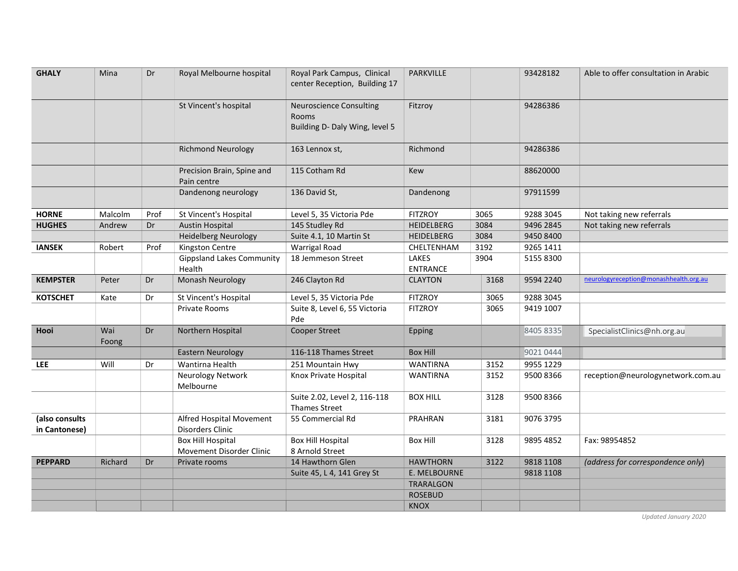| | | | | | | | | |
|---|---|---|---|---|---|---|---|---|
| **GHALY** | Mina | Dr | Royal Melbourne hospital | Royal Park Campus, Clinical center Reception, Building 17 | PARKVILLE | | 93428182 | Able to offer consultation in Arabic |
| | | | St Vincent's hospital | Neuroscience Consulting Rooms<br>Building D- Daly Wing, level 5 | Fitzroy | | 94286386 | |
| | | | Richmond Neurology | 163 Lennox st, | Richmond | | 94286386 | |
| | | | Precision Brain, Spine and Pain centre | 115 Cotham Rd | Kew | | 88620000 | |
| | | | Dandenong neurology | 136 David St, | Dandenong | | 97911599 | |
| **HORNE** | Malcolm | Prof | St Vincent's Hospital | Level 5, 35 Victoria Pde | FITZROY | 3065 | 9288 3045 | Not taking new referrals |
| **HUGHES** | Andrew | Dr | Austin Hospital | 145 Studley Rd | HEIDELBERG | 3084 | 9496 2845 | Not taking new referrals |
| | | | Heidelberg Neurology | Suite 4.1, 10 Martin St | HEIDELBERG | 3084 | 9450 8400 | |
| **IANSEK** | Robert | Prof | Kingston Centre | Warrigal Road | CHELTENHAM | 3192 | 9265 1411 | |
| | | | Gippsland Lakes Community Health | 18 Jemmeson Street | LAKES ENTRANCE | 3904 | 5155 8300 | |
| **KEMPSTER** | Peter | Dr | Monash Neurology | 246 Clayton Rd | CLAYTON | 3168 | 9594 2240 | neurologyreception@monashhealth.org.au |
| **KOTSCHET** | Kate | Dr | St Vincent's Hospital | Level 5, 35 Victoria Pde | FITZROY | 3065 | 9288 3045 | |
| | | | Private Rooms | Suite 8, Level 6, 55 Victoria Pde | FITZROY | 3065 | 9419 1007 | |
| **Hooi** | Wai Foong | Dr | Northern Hospital | Cooper Street | Epping | | 8405 8335 | SpecialistClinics@nh.org.au |
| | | | Eastern Neurology | 116-118 Thames Street | Box Hill | | 9021 0444 | |
| **LEE** | Will | Dr | Wantirna Health | 251 Mountain Hwy | WANTIRNA | 3152 | 9955 1229 | |
| | | | Neurology Network Melbourne | Knox Private Hospital | WANTIRNA | 3152 | 9500 8366 | reception@neurologynetwork.com.au |
| | | | | Suite 2.02, Level 2, 116-118 Thames Street | BOX HILL | 3128 | 9500 8366 | |
| **(also consults in Cantonese)** | | | Alfred Hospital Movement Disorders Clinic | 55 Commercial Rd | PRAHRAN | 3181 | 9076 3795 | |
| | | | Box Hill Hospital Movement Disorder Clinic | Box Hill Hospital<br>8 Arnold Street | Box Hill | 3128 | 9895 4852 | Fax: 98954852 |
| **PEPPARD** | Richard | Dr | Private rooms | 14 Hawthorn Glen | HAWTHORN | 3122 | 9818 1108 | *(address for correspondence only)* |
| | | | | Suite 45, L 4, 141 Grey St | E. MELBOURNE | | 9818 1108 | |
| | | | | | TRARALGON | | | |
| | | | | | ROSEBUD | | | |
| | | | | | KNOX | | | |

*Updated January 2020*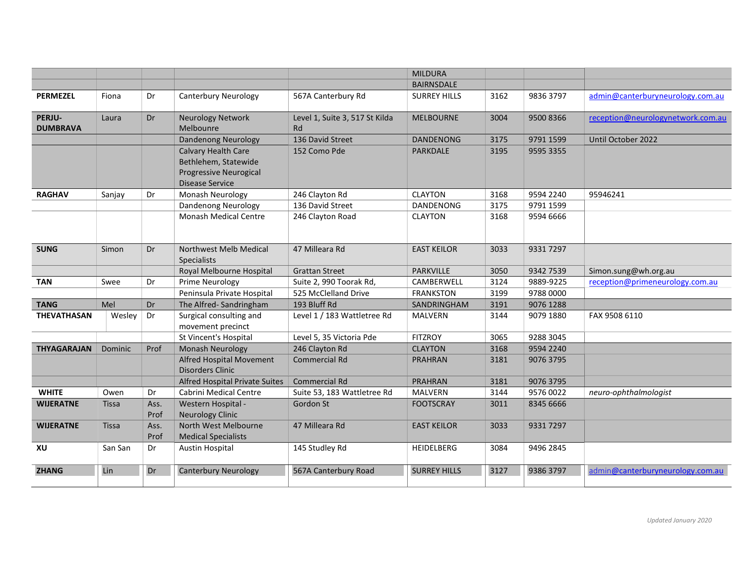| | | | | | | | | |
|---|---|---|---|---|---|---|---|---|
| | | | | | MILDURA | | | |
| | | | | | BAIRNSDALE | | | |
| **PERMEZEL** | Fiona | Dr | Canterbury Neurology | 567A Canterbury Rd | SURREY HILLS | 3162 | 9836 3797 | admin@canterburyneurology.com.au |
| **PERJU-DUMBRAVA** | Laura | Dr | Neurology Network Melbounre | Level 1, Suite 3, 517 St Kilda Rd | MELBOURNE | 3004 | 9500 8366 | reception@neurologynetwork.com.au |
| | | | Dandenong Neurology | 136 David Street | DANDENONG | 3175 | 9791 1599 | Until October 2022 |
| | | | Calvary Health Care Bethlehem, Statewide Progressive Neurogical Disease Service | 152 Como Pde | PARKDALE | 3195 | 9595 3355 | |
| **RAGHAV** | Sanjay | Dr | Monash Neurology | 246 Clayton Rd | CLAYTON | 3168 | 9594 2240 | 95946241 |
| | | | Dandenong Neurology | 136 David Street | DANDENONG | 3175 | 9791 1599 | |
| | | | Monash Medical Centre | 246 Clayton Road | CLAYTON | 3168 | 9594 6666 | |
| **SUNG** | Simon | Dr | Northwest Melb Medical Specialists | 47 Milleara Rd | EAST KEILOR | 3033 | 9331 7297 | |
| | | | Royal Melbourne Hospital | Grattan Street | PARKVILLE | 3050 | 9342 7539 | Simon.sung@wh.org.au |
| **TAN** | Swee | Dr | Prime Neurology | Suite 2, 990 Toorak Rd, | CAMBERWELL | 3124 | 9889-9225 | reception@primeneurology.com.au |
| | | | Peninsula Private Hospital | 525 McClelland Drive | FRANKSTON | 3199 | 9788 0000 | |
| **TANG** | Mel | Dr | The Alfred- Sandringham | 193 Bluff Rd | SANDRINGHAM | 3191 | 9076 1288 | |
| **THEVATHASAN** | Wesley | Dr | Surgical consulting and movement precinct | Level 1 / 183 Wattletree Rd | MALVERN | 3144 | 9079 1880 | FAX 9508 6110 |
| | | | St Vincent's Hospital | Level 5, 35 Victoria Pde | FITZROY | 3065 | 9288 3045 | |
| **THYAGARAJAN** | Dominic | Prof | Monash Neurology | 246 Clayton Rd | CLAYTON | 3168 | 9594 2240 | |
| | | | Alfred Hospital Movement Disorders Clinic | Commercial Rd | PRAHRAN | 3181 | 9076 3795 | |
| | | | Alfred Hospital Private Suites | Commercial Rd | PRAHRAN | 3181 | 9076 3795 | |
| **WHITE** | Owen | Dr | Cabrini Medical Centre | Suite 53, 183 Wattletree Rd | MALVERN | 3144 | 9576 0022 | *neuro-ophthalmologist* |
| **WIJERATNE** | Tissa | Ass. Prof | Western Hospital - Neurology Clinic | Gordon St | FOOTSCRAY | 3011 | 8345 6666 | |
| **WIJERATNE** | Tissa | Ass. Prof | North West Melbourne Medical Specialists | 47 Milleara Rd | EAST KEILOR | 3033 | 9331 7297 | |
| **XU** | San San | Dr | Austin Hospital | 145 Studley Rd | HEIDELBERG | 3084 | 9496 2845 | |
| **ZHANG** | Lin | Dr | Canterbury Neurology | 567A Canterbury Road | SURREY HILLS | 3127 | 9386 3797 | admin@canterburyneurology.com.au |

*Updated January 2020*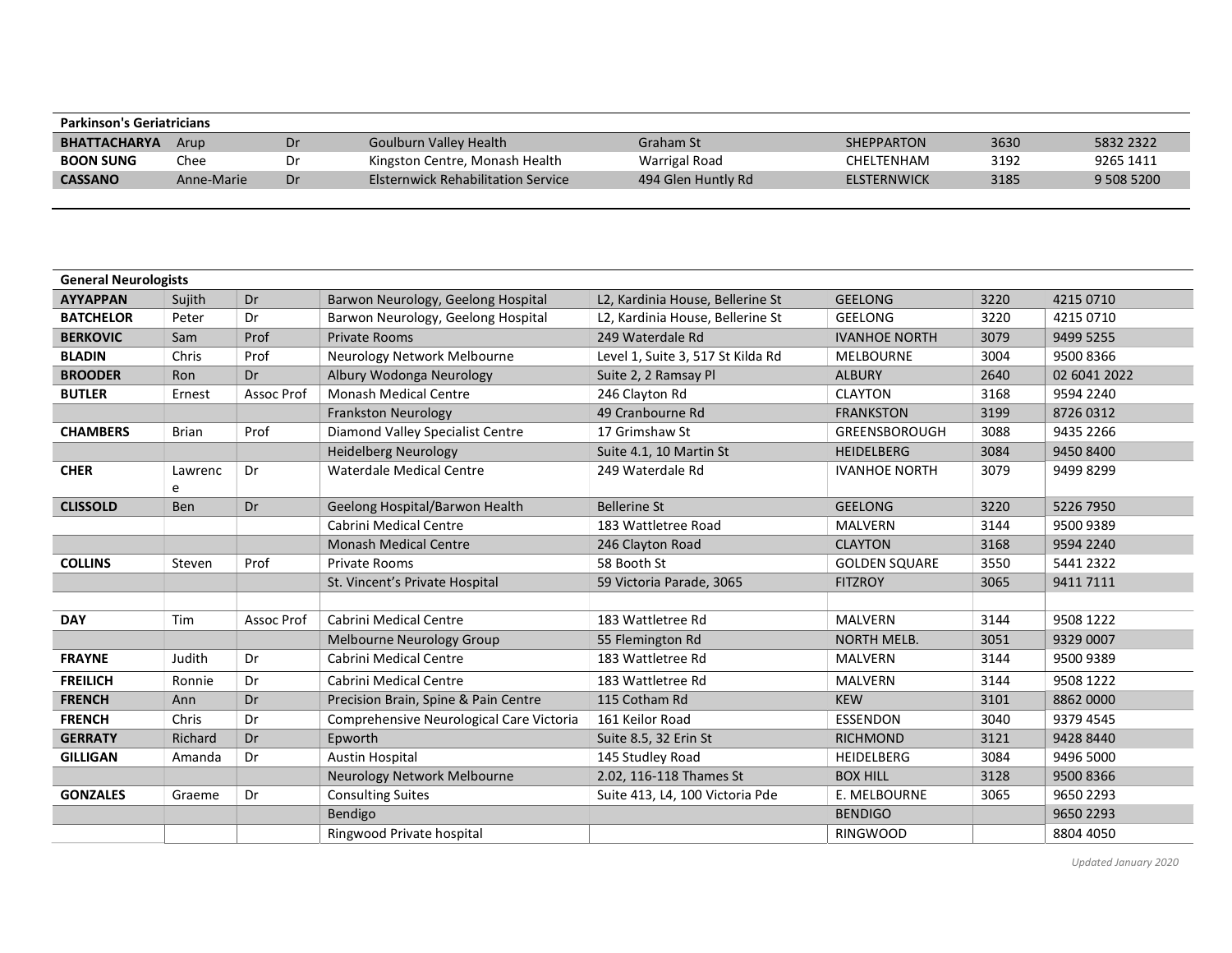| Parkinson's Geriatricians | | | | | | | |
|---|---|---|---|---|---|---|---|
| **BHATTACHARYA** | Arup | Dr | Goulburn Valley Health | Graham St | SHEPPARTON | 3630 | 5832 2322 |
| **BOON SUNG** | Chee | Dr | Kingston Centre, Monash Health | Warrigal Road | CHELTENHAM | 3192 | 9265 1411 |
| **CASSANO** | Anne-Marie | Dr | Elsternwick Rehabilitation Service | 494 Glen Huntly Rd | ELSTERNWICK | 3185 | 9 508 5200 |

| General Neurologists | | | | | | | |
|---|---|---|---|---|---|---|---|
| **AYYAPPAN** | Sujith | Dr | Barwon Neurology, Geelong Hospital | L2, Kardinia House, Bellerine St | GEELONG | 3220 | 4215 0710 |
| **BATCHELOR** | Peter | Dr | Barwon Neurology, Geelong Hospital | L2, Kardinia House, Bellerine St | GEELONG | 3220 | 4215 0710 |
| **BERKOVIC** | Sam | Prof | Private Rooms | 249 Waterdale Rd | IVANHOE NORTH | 3079 | 9499 5255 |
| **BLADIN** | Chris | Prof | Neurology Network Melbourne | Level 1, Suite 3, 517 St Kilda Rd | MELBOURNE | 3004 | 9500 8366 |
| **BROODER** | Ron | Dr | Albury Wodonga Neurology | Suite 2, 2 Ramsay Pl | ALBURY | 2640 | 02 6041 2022 |
| **BUTLER** | Ernest | Assoc Prof | Monash Medical Centre | 246 Clayton Rd | CLAYTON | 3168 | 9594 2240 |
| | | | Frankston Neurology | 49 Cranbourne Rd | FRANKSTON | 3199 | 8726 0312 |
| **CHAMBERS** | Brian | Prof | Diamond Valley Specialist Centre | 17 Grimshaw St | GREENSBOROUGH | 3088 | 9435 2266 |
| | | | Heidelberg Neurology | Suite 4.1, 10 Martin St | HEIDELBERG | 3084 | 9450 8400 |
| **CHER** | Lawrence | Dr | Waterdale Medical Centre | 249 Waterdale Rd | IVANHOE NORTH | 3079 | 9499 8299 |
| **CLISSOLD** | Ben | Dr | Geelong Hospital/Barwon Health | Bellerine St | GEELONG | 3220 | 5226 7950 |
| | | | Cabrini Medical Centre | 183 Wattletree Road | MALVERN | 3144 | 9500 9389 |
| | | | Monash Medical Centre | 246 Clayton Road | CLAYTON | 3168 | 9594 2240 |
| **COLLINS** | Steven | Prof | Private Rooms | 58 Booth St | GOLDEN SQUARE | 3550 | 5441 2322 |
| | | | St. Vincent's Private Hospital | 59 Victoria Parade, 3065 | FITZROY | 3065 | 9411 7111 |
| | | | | | | | |
| **DAY** | Tim | Assoc Prof | Cabrini Medical Centre | 183 Wattletree Rd | MALVERN | 3144 | 9508 1222 |
| | | | Melbourne Neurology Group | 55 Flemington Rd | NORTH MELB. | 3051 | 9329 0007 |
| **FRAYNE** | Judith | Dr | Cabrini Medical Centre | 183 Wattletree Rd | MALVERN | 3144 | 9500 9389 |
| **FREILICH** | Ronnie | Dr | Cabrini Medical Centre | 183 Wattletree Rd | MALVERN | 3144 | 9508 1222 |
| **FRENCH** | Ann | Dr | Precision Brain, Spine & Pain Centre | 115 Cotham Rd | KEW | 3101 | 8862 0000 |
| **FRENCH** | Chris | Dr | Comprehensive Neurological Care Victoria | 161 Keilor Road | ESSENDON | 3040 | 9379 4545 |
| **GERRATY** | Richard | Dr | Epworth | Suite 8.5, 32 Erin St | RICHMOND | 3121 | 9428 8440 |
| **GILLIGAN** | Amanda | Dr | Austin Hospital | 145 Studley Road | HEIDELBERG | 3084 | 9496 5000 |
| | | | Neurology Network Melbourne | 2.02, 116-118 Thames St | BOX HILL | 3128 | 9500 8366 |
| **GONZALES** | Graeme | Dr | Consulting Suites | Suite 413, L4, 100 Victoria Pde | E. MELBOURNE | 3065 | 9650 2293 |
| | | | Bendigo | | BENDIGO | | 9650 2293 |
| | | | Ringwood Private hospital | | RINGWOOD | | 8804 4050 |

*Updated January 2020*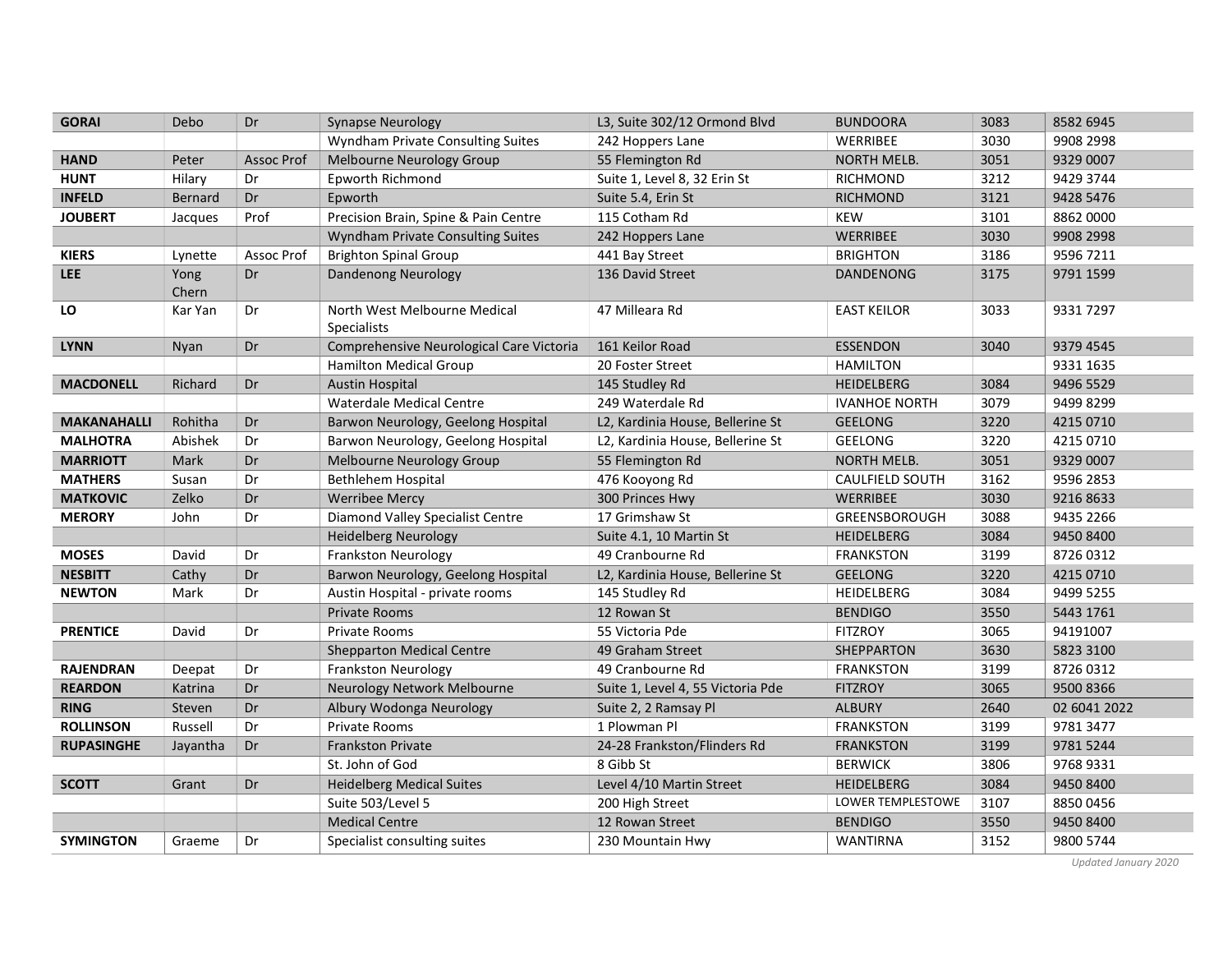| | | | | | | | |
|---|---|---|---|---|---|---|---|
| **GORAI** | Debo | Dr | Synapse Neurology | L3, Suite 302/12 Ormond Blvd | BUNDOORA | 3083 | 8582 6945 |
| | | | Wyndham Private Consulting Suites | 242 Hoppers Lane | WERRIBEE | 3030 | 9908 2998 |
| **HAND** | Peter | Assoc Prof | Melbourne Neurology Group | 55 Flemington Rd | NORTH MELB. | 3051 | 9329 0007 |
| **HUNT** | Hilary | Dr | Epworth Richmond | Suite 1, Level 8, 32 Erin St | RICHMOND | 3212 | 9429 3744 |
| **INFELD** | Bernard | Dr | Epworth | Suite 5.4, Erin St | RICHMOND | 3121 | 9428 5476 |
| **JOUBERT** | Jacques | Prof | Precision Brain, Spine & Pain Centre | 115 Cotham Rd | KEW | 3101 | 8862 0000 |
| | | | Wyndham Private Consulting Suites | 242 Hoppers Lane | WERRIBEE | 3030 | 9908 2998 |
| **KIERS** | Lynette | Assoc Prof | Brighton Spinal Group | 441 Bay Street | BRIGHTON | 3186 | 9596 7211 |
| **LEE** | Yong Chern | Dr | Dandenong Neurology | 136 David Street | DANDENONG | 3175 | 9791 1599 |
| **LO** | Kar Yan | Dr | North West Melbourne Medical Specialists | 47 Milleara Rd | EAST KEILOR | 3033 | 9331 7297 |
| **LYNN** | Nyan | Dr | Comprehensive Neurological Care Victoria | 161 Keilor Road | ESSENDON | 3040 | 9379 4545 |
| | | | Hamilton Medical Group | 20 Foster Street | HAMILTON | | 9331 1635 |
| **MACDONELL** | Richard | Dr | Austin Hospital | 145 Studley Rd | HEIDELBERG | 3084 | 9496 5529 |
| | | | Waterdale Medical Centre | 249 Waterdale Rd | IVANHOE NORTH | 3079 | 9499 8299 |
| **MAKANAHALLI** | Rohitha | Dr | Barwon Neurology, Geelong Hospital | L2, Kardinia House, Bellerine St | GEELONG | 3220 | 4215 0710 |
| **MALHOTRA** | Abishek | Dr | Barwon Neurology, Geelong Hospital | L2, Kardinia House, Bellerine St | GEELONG | 3220 | 4215 0710 |
| **MARRIOTT** | Mark | Dr | Melbourne Neurology Group | 55 Flemington Rd | NORTH MELB. | 3051 | 9329 0007 |
| **MATHERS** | Susan | Dr | Bethlehem Hospital | 476 Kooyong Rd | CAULFIELD SOUTH | 3162 | 9596 2853 |
| **MATKOVIC** | Zelko | Dr | Werribee Mercy | 300 Princes Hwy | WERRIBEE | 3030 | 9216 8633 |
| **MERORY** | John | Dr | Diamond Valley Specialist Centre | 17 Grimshaw St | GREENSBOROUGH | 3088 | 9435 2266 |
| | | | Heidelberg Neurology | Suite 4.1, 10 Martin St | HEIDELBERG | 3084 | 9450 8400 |
| **MOSES** | David | Dr | Frankston Neurology | 49 Cranbourne Rd | FRANKSTON | 3199 | 8726 0312 |
| **NESBITT** | Cathy | Dr | Barwon Neurology, Geelong Hospital | L2, Kardinia House, Bellerine St | GEELONG | 3220 | 4215 0710 |
| **NEWTON** | Mark | Dr | Austin Hospital - private rooms | 145 Studley Rd | HEIDELBERG | 3084 | 9499 5255 |
| | | | Private Rooms | 12 Rowan St | BENDIGO | 3550 | 5443 1761 |
| **PRENTICE** | David | Dr | Private Rooms | 55 Victoria Pde | FITZROY | 3065 | 94191007 |
| | | | Shepparton Medical Centre | 49 Graham Street | SHEPPARTON | 3630 | 5823 3100 |
| **RAJENDRAN** | Deepat | Dr | Frankston Neurology | 49 Cranbourne Rd | FRANKSTON | 3199 | 8726 0312 |
| **REARDON** | Katrina | Dr | Neurology Network Melbourne | Suite 1, Level 4, 55 Victoria Pde | FITZROY | 3065 | 9500 8366 |
| **RING** | Steven | Dr | Albury Wodonga Neurology | Suite 2, 2 Ramsay Pl | ALBURY | 2640 | 02 6041 2022 |
| **ROLLINSON** | Russell | Dr | Private Rooms | 1 Plowman Pl | FRANKSTON | 3199 | 9781 3477 |
| **RUPASINGHE** | Jayantha | Dr | Frankston Private | 24-28 Frankston/Flinders Rd | FRANKSTON | 3199 | 9781 5244 |
| | | | St. John of God | 8 Gibb St | BERWICK | 3806 | 9768 9331 |
| **SCOTT** | Grant | Dr | Heidelberg Medical Suites | Level 4/10 Martin Street | HEIDELBERG | 3084 | 9450 8400 |
| | | | Suite 503/Level 5 | 200 High Street | LOWER TEMPLESTOWE | 3107 | 8850 0456 |
| | | | Medical Centre | 12 Rowan Street | BENDIGO | 3550 | 9450 8400 |
| **SYMINGTON** | Graeme | Dr | Specialist consulting suites | 230 Mountain Hwy | WANTIRNA | 3152 | 9800 5744 |

*Updated January 2020*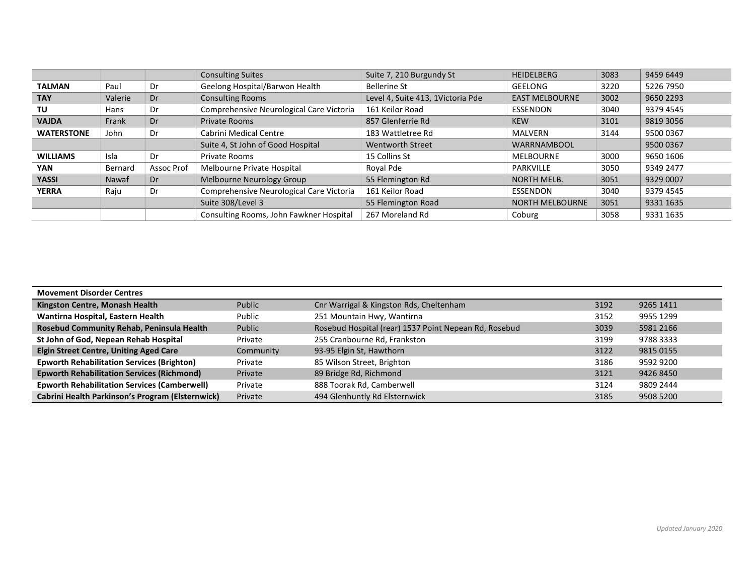| | | | | | | | |
|---|---|---|---|---|---|---|---|
| | | | Consulting Suites | Suite 7, 210 Burgundy St | HEIDELBERG | 3083 | 9459 6449 |
| **TALMAN** | Paul | Dr | Geelong Hospital/Barwon Health | Bellerine St | GEELONG | 3220 | 5226 7950 |
| **TAY** | Valerie | Dr | Consulting Rooms | Level 4, Suite 413, 1Victoria Pde | EAST MELBOURNE | 3002 | 9650 2293 |
| **TU** | Hans | Dr | Comprehensive Neurological Care Victoria | 161 Keilor Road | ESSENDON | 3040 | 9379 4545 |
| **VAJDA** | Frank | Dr | Private Rooms | 857 Glenferrie Rd | KEW | 3101 | 9819 3056 |
| **WATERSTONE** | John | Dr | Cabrini Medical Centre | 183 Wattletree Rd | MALVERN | 3144 | 9500 0367 |
| | | | Suite 4, St John of Good Hospital | Wentworth Street | WARRNAMBOOL | | 9500 0367 |
| **WILLIAMS** | Isla | Dr | Private Rooms | 15 Collins St | MELBOURNE | 3000 | 9650 1606 |
| **YAN** | Bernard | Assoc Prof | Melbourne Private Hospital | Royal Pde | PARKVILLE | 3050 | 9349 2477 |
| **YASSI** | Nawaf | Dr | Melbourne Neurology Group | 55 Flemington Rd | NORTH MELB. | 3051 | 9329 0007 |
| **YERRA** | Raju | Dr | Comprehensive Neurological Care Victoria | 161 Keilor Road | ESSENDON | 3040 | 9379 4545 |
| | | | Suite 308/Level 3 | 55 Flemington Road | NORTH MELBOURNE | 3051 | 9331 1635 |
| | | | Consulting Rooms, John Fawkner Hospital | 267 Moreland Rd | Coburg | 3058 | 9331 1635 |

| **Movement Disorder Centres** | | | | |
|---|---|---|---|---|
| **Kingston Centre, Monash Health** | Public | Cnr Warrigal & Kingston Rds, Cheltenham | 3192 | 9265 1411 |
| **Wantirna Hospital, Eastern Health** | Public | 251 Mountain Hwy, Wantirna | 3152 | 9955 1299 |
| **Rosebud Community Rehab, Peninsula Health** | Public | Rosebud Hospital (rear) 1537 Point Nepean Rd, Rosebud | 3039 | 5981 2166 |
| **St John of God, Nepean Rehab Hospital** | Private | 255 Cranbourne Rd, Frankston | 3199 | 9788 3333 |
| **Elgin Street Centre, Uniting Aged Care** | Community | 93-95 Elgin St, Hawthorn | 3122 | 9815 0155 |
| **Epworth Rehabilitation Services (Brighton)** | Private | 85 Wilson Street, Brighton | 3186 | 9592 9200 |
| **Epworth Rehabilitation Services (Richmond)** | Private | 89 Bridge Rd, Richmond | 3121 | 9426 8450 |
| **Epworth Rehabilitation Services (Camberwell)** | Private | 888 Toorak Rd, Camberwell | 3124 | 9809 2444 |
| **Cabrini Health Parkinson's Program (Elsternwick)** | Private | 494 Glenhuntly Rd Elsternwick | 3185 | 9508 5200 |

*Updated January 2020*